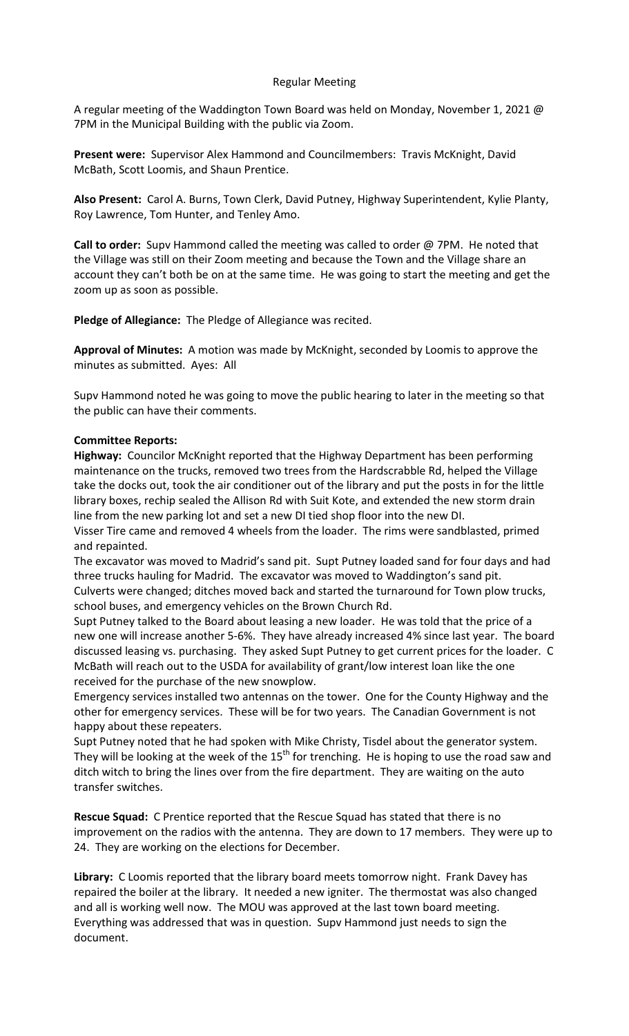# Regular Meeting

A regular meeting of the Waddington Town Board was held on Monday, November 1, 2021 @ 7PM in the Municipal Building with the public via Zoom.

**Present were:** Supervisor Alex Hammond and Councilmembers: Travis McKnight, David McBath, Scott Loomis, and Shaun Prentice.

**Also Present:** Carol A. Burns, Town Clerk, David Putney, Highway Superintendent, Kylie Planty, Roy Lawrence, Tom Hunter, and Tenley Amo.

**Call to order:** Supv Hammond called the meeting was called to order @ 7PM. He noted that the Village was still on their Zoom meeting and because the Town and the Village share an account they can't both be on at the same time. He was going to start the meeting and get the zoom up as soon as possible.

**Pledge of Allegiance:** The Pledge of Allegiance was recited.

**Approval of Minutes:** A motion was made by McKnight, seconded by Loomis to approve the minutes as submitted. Ayes: All

Supv Hammond noted he was going to move the public hearing to later in the meeting so that the public can have their comments.

**Committee Reports:**

**Highway:** Councilor McKnight reported that the Highway Department has been performing maintenance on the trucks, removed two trees from the Hardscrabble Rd, helped the Village take the docks out, took the air conditioner out of the library and put the posts in for the little library boxes, rechip sealed the Allison Rd with Suit Kote, and extended the new storm drain line from the new parking lot and set a new DI tied shop floor into the new DI.

Visser Tire came and removed 4 wheels from the loader. The rims were sandblasted, primed and repainted.

The excavator was moved to Madrid's sand pit. Supt Putney loaded sand for four days and had three trucks hauling for Madrid. The excavator was moved to Waddington's sand pit. Culverts were changed; ditches moved back and started the turnaround for Town plow trucks, school buses, and emergency vehicles on the Brown Church Rd.

Supt Putney talked to the Board about leasing a new loader. He was told that the price of a new one will increase another 5-6%. They have already increased 4% since last year. The board discussed leasing vs. purchasing. They asked Supt Putney to get current prices for the loader. C McBath will reach out to the USDA for availability of grant/low interest loan like the one received for the purchase of the new snowplow.

Emergency services installed two antennas on the tower. One for the County Highway and the other for emergency services. These will be for two years. The Canadian Government is not happy about these repeaters.

Supt Putney noted that he had spoken with Mike Christy, Tisdel about the generator system. They will be looking at the week of the 15th for trenching. He is hoping to use the road saw and ditch witch to bring the lines over from the fire department. They are waiting on the auto transfer switches.

**Rescue Squad:** C Prentice reported that the Rescue Squad has stated that there is no improvement on the radios with the antenna. They are down to 17 members. They were up to 24. They are working on the elections for December.

**Library:** C Loomis reported that the library board meets tomorrow night. Frank Davey has repaired the boiler at the library. It needed a new igniter. The thermostat was also changed and all is working well now. The MOU was approved at the last town board meeting. Everything was addressed that was in question. Supv Hammond just needs to sign the document.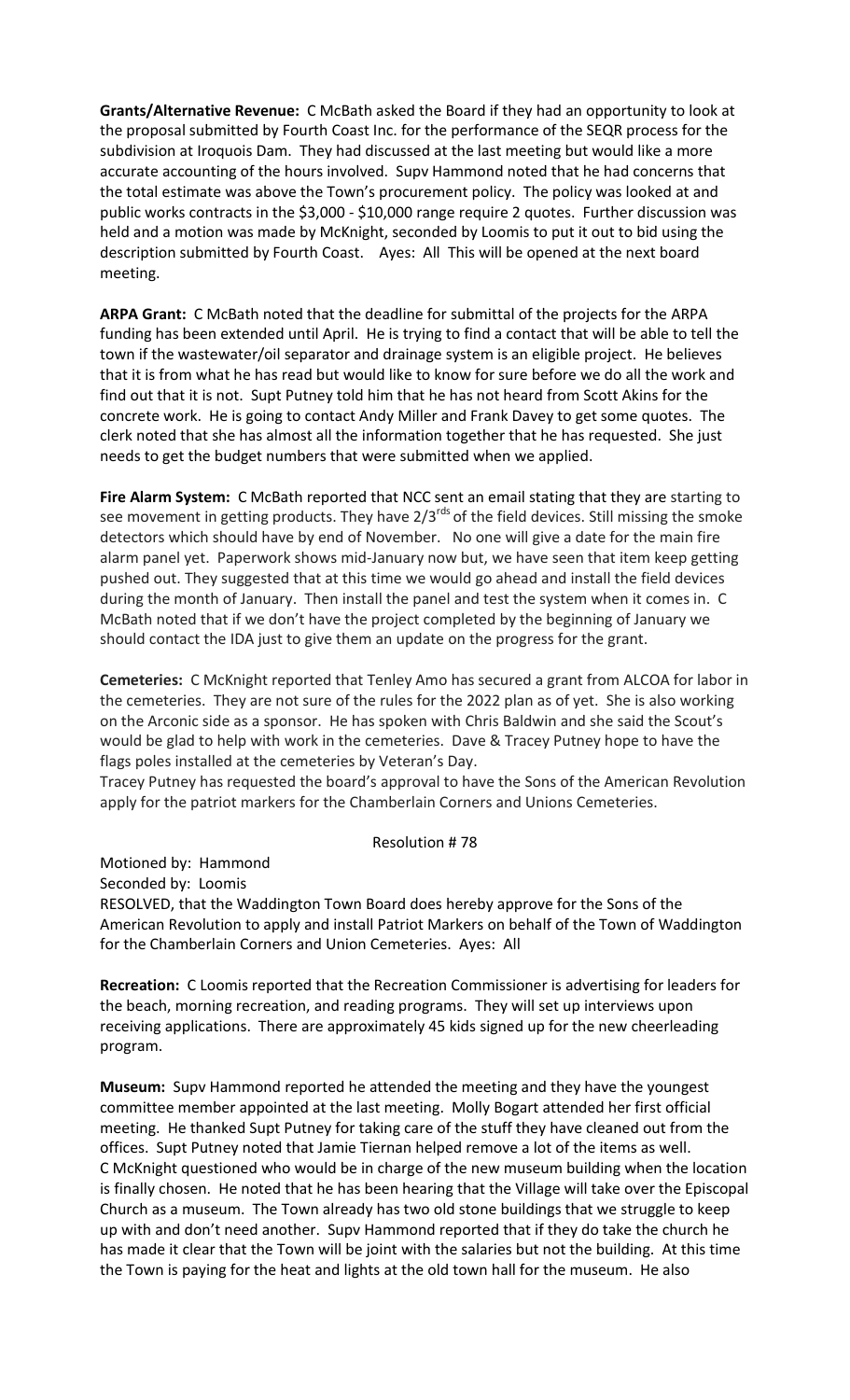**Grants/Alternative Revenue:** C McBath asked the Board if they had an opportunity to look at the proposal submitted by Fourth Coast Inc. for the performance of the SEQR process for the subdivision at Iroquois Dam. They had discussed at the last meeting but would like a more accurate accounting of the hours involved. Supv Hammond noted that he had concerns that the total estimate was above the Town's procurement policy. The policy was looked at and public works contracts in the $3,000 - $10,000 range require 2 quotes. Further discussion was held and a motion was made by McKnight, seconded by Loomis to put it out to bid using the description submitted by Fourth Coast. Ayes: All This will be opened at the next board meeting.

**ARPA Grant:** C McBath noted that the deadline for submittal of the projects for the ARPA funding has been extended until April. He is trying to find a contact that will be able to tell the town if the wastewater/oil separator and drainage system is an eligible project. He believes that it is from what he has read but would like to know for sure before we do all the work and find out that it is not. Supt Putney told him that he has not heard from Scott Akins for the concrete work. He is going to contact Andy Miller and Frank Davey to get some quotes. The clerk noted that she has almost all the information together that he has requested. She just needs to get the budget numbers that were submitted when we applied.

**Fire Alarm System:** C McBath reported that NCC sent an email stating that they are starting to see movement in getting products. They have 2/3rds of the field devices. Still missing the smoke detectors which should have by end of November. No one will give a date for the main fire alarm panel yet. Paperwork shows mid-January now but, we have seen that item keep getting pushed out. They suggested that at this time we would go ahead and install the field devices during the month of January. Then install the panel and test the system when it comes in. C McBath noted that if we don't have the project completed by the beginning of January we should contact the IDA just to give them an update on the progress for the grant.

**Cemeteries:** C McKnight reported that Tenley Amo has secured a grant from ALCOA for labor in the cemeteries. They are not sure of the rules for the 2022 plan as of yet. She is also working on the Arconic side as a sponsor. He has spoken with Chris Baldwin and she said the Scout's would be glad to help with work in the cemeteries. Dave & Tracey Putney hope to have the flags poles installed at the cemeteries by Veteran's Day.
Tracey Putney has requested the board's approval to have the Sons of the American Revolution apply for the patriot markers for the Chamberlain Corners and Unions Cemeteries.

Resolution # 78

Motioned by: Hammond
Seconded by: Loomis
RESOLVED, that the Waddington Town Board does hereby approve for the Sons of the American Revolution to apply and install Patriot Markers on behalf of the Town of Waddington for the Chamberlain Corners and Union Cemeteries. Ayes: All

**Recreation:** C Loomis reported that the Recreation Commissioner is advertising for leaders for the beach, morning recreation, and reading programs. They will set up interviews upon receiving applications. There are approximately 45 kids signed up for the new cheerleading program.

**Museum:** Supv Hammond reported he attended the meeting and they have the youngest committee member appointed at the last meeting. Molly Bogart attended her first official meeting. He thanked Supt Putney for taking care of the stuff they have cleaned out from the offices. Supt Putney noted that Jamie Tiernan helped remove a lot of the items as well.
C McKnight questioned who would be in charge of the new museum building when the location is finally chosen. He noted that he has been hearing that the Village will take over the Episcopal Church as a museum. The Town already has two old stone buildings that we struggle to keep up with and don't need another. Supv Hammond reported that if they do take the church he has made it clear that the Town will be joint with the salaries but not the building. At this time the Town is paying for the heat and lights at the old town hall for the museum. He also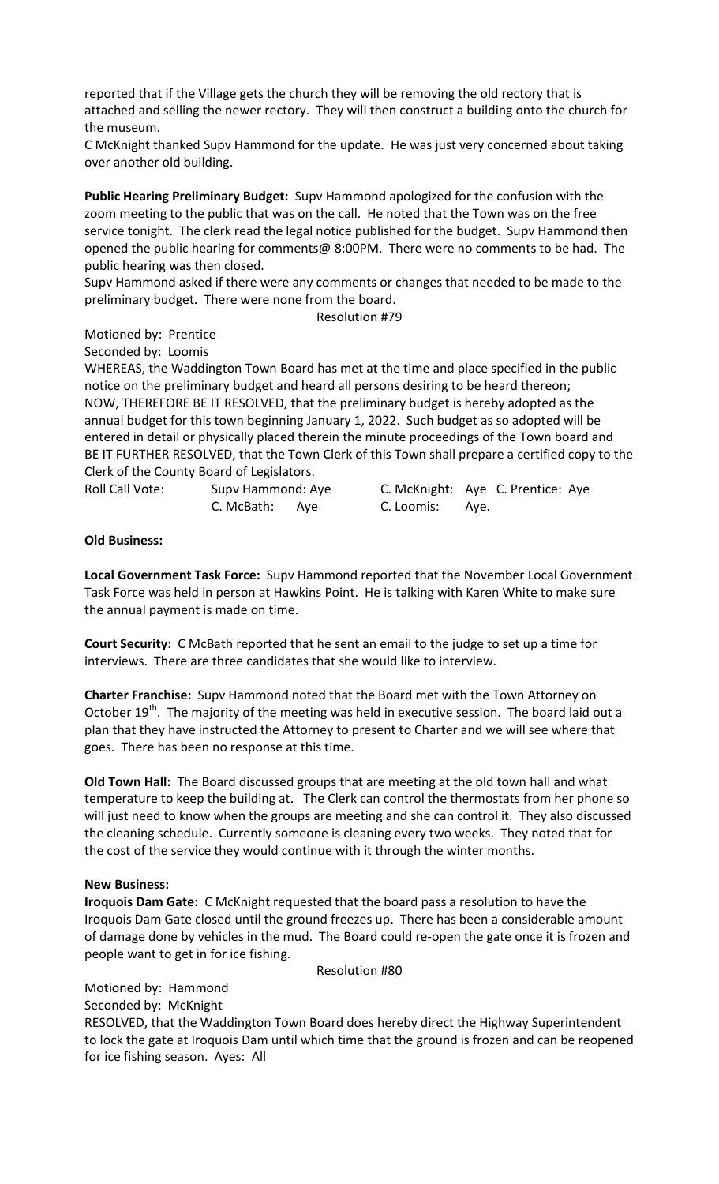reported that if the Village gets the church they will be removing the old rectory that is attached and selling the newer rectory. They will then construct a building onto the church for the museum.

C McKnight thanked Supv Hammond for the update. He was just very concerned about taking over another old building.

**Public Hearing Preliminary Budget:** Supv Hammond apologized for the confusion with the zoom meeting to the public that was on the call. He noted that the Town was on the free service tonight. The clerk read the legal notice published for the budget. Supv Hammond then opened the public hearing for comments@ 8:00PM. There were no comments to be had. The public hearing was then closed.

Supv Hammond asked if there were any comments or changes that needed to be made to the preliminary budget. There were none from the board.

Resolution #79

Motioned by: Prentice
Seconded by: Loomis

WHEREAS, the Waddington Town Board has met at the time and place specified in the public notice on the preliminary budget and heard all persons desiring to be heard thereon;
NOW, THEREFORE BE IT RESOLVED, that the preliminary budget is hereby adopted as the annual budget for this town beginning January 1, 2022. Such budget as so adopted will be entered in detail or physically placed therein the minute proceedings of the Town board and BE IT FURTHER RESOLVED, that the Town Clerk of this Town shall prepare a certified copy to the Clerk of the County Board of Legislators.

Roll Call Vote: Supv Hammond: Aye C. McKnight: Aye C. Prentice: Aye
C. McBath: Aye C. Loomis: Aye.

**Old Business:**

**Local Government Task Force:** Supv Hammond reported that the November Local Government Task Force was held in person at Hawkins Point. He is talking with Karen White to make sure the annual payment is made on time.

**Court Security:** C McBath reported that he sent an email to the judge to set up a time for interviews. There are three candidates that she would like to interview.

**Charter Franchise:** Supv Hammond noted that the Board met with the Town Attorney on October 19th. The majority of the meeting was held in executive session. The board laid out a plan that they have instructed the Attorney to present to Charter and we will see where that goes. There has been no response at this time.

**Old Town Hall:** The Board discussed groups that are meeting at the old town hall and what temperature to keep the building at. The Clerk can control the thermostats from her phone so will just need to know when the groups are meeting and she can control it. They also discussed the cleaning schedule. Currently someone is cleaning every two weeks. They noted that for the cost of the service they would continue with it through the winter months.

**New Business:**

**Iroquois Dam Gate:** C McKnight requested that the board pass a resolution to have the Iroquois Dam Gate closed until the ground freezes up. There has been a considerable amount of damage done by vehicles in the mud. The Board could re-open the gate once it is frozen and people want to get in for ice fishing.

Resolution #80

Motioned by: Hammond
Seconded by: McKnight

RESOLVED, that the Waddington Town Board does hereby direct the Highway Superintendent to lock the gate at Iroquois Dam until which time that the ground is frozen and can be reopened for ice fishing season. Ayes: All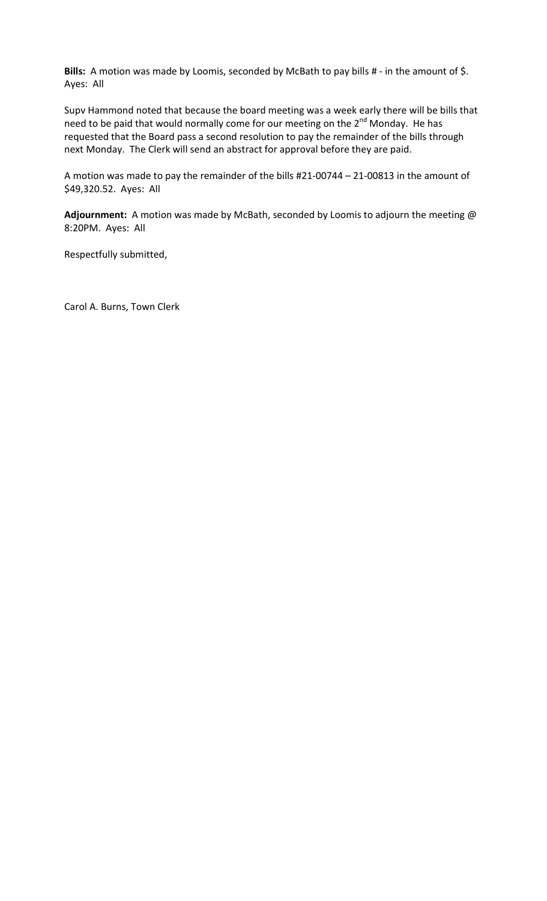**Bills:** A motion was made by Loomis, seconded by McBath to pay bills # - in the amount of $. Ayes: All

Supv Hammond noted that because the board meeting was a week early there will be bills that need to be paid that would normally come for our meeting on the 2nd Monday. He has requested that the Board pass a second resolution to pay the remainder of the bills through next Monday. The Clerk will send an abstract for approval before they are paid.

A motion was made to pay the remainder of the bills #21-00744 – 21-00813 in the amount of $49,320.52. Ayes: All

**Adjournment:** A motion was made by McBath, seconded by Loomis to adjourn the meeting @ 8:20PM. Ayes: All

Respectfully submitted,

Carol A. Burns, Town Clerk